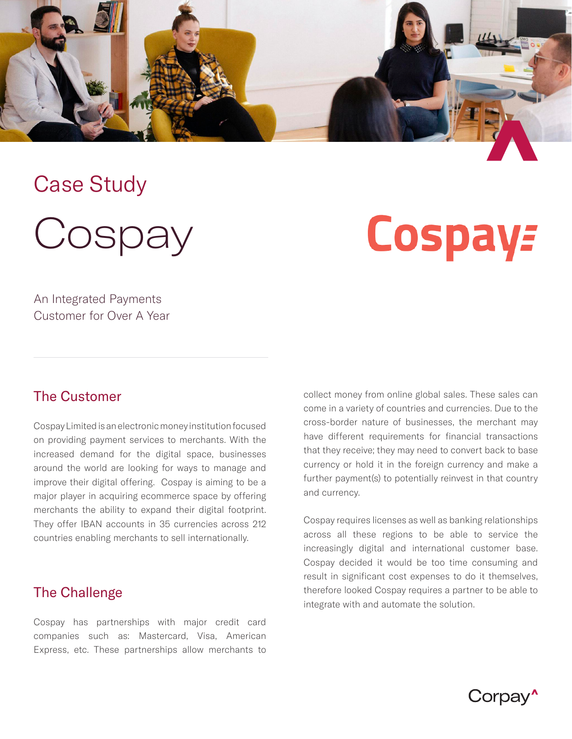Case Study

# Cospay

Cospay

An Integrated Payments Customer for Over A Year

## The Customer

Cospay Limited is an electronic money institution focused on providing payment services to merchants. With the increased demand for the digital space, businesses around the world are looking for ways to manage and improve their digital offering. Cospay is aiming to be a major player in acquiring ecommerce space by offering merchants the ability to expand their digital footprint. They offer IBAN accounts in 35 currencies across 212 countries enabling merchants to sell internationally.

## The Challenge

Cospay has partnerships with major credit card companies such as: Mastercard, Visa, American Express, etc. These partnerships allow merchants to collect money from online global sales. These sales can come in a variety of countries and currencies. Due to the cross-border nature of businesses, the merchant may have different requirements for financial transactions that they receive; they may need to convert back to base currency or hold it in the foreign currency and make a further payment(s) to potentially reinvest in that country and currency.

Cospay requires licenses as well as banking relationships across all these regions to be able to service the increasingly digital and international customer base. Cospay decided it would be too time consuming and result in significant cost expenses to do it themselves, therefore looked Cospay requires a partner to be able to integrate with and automate the solution.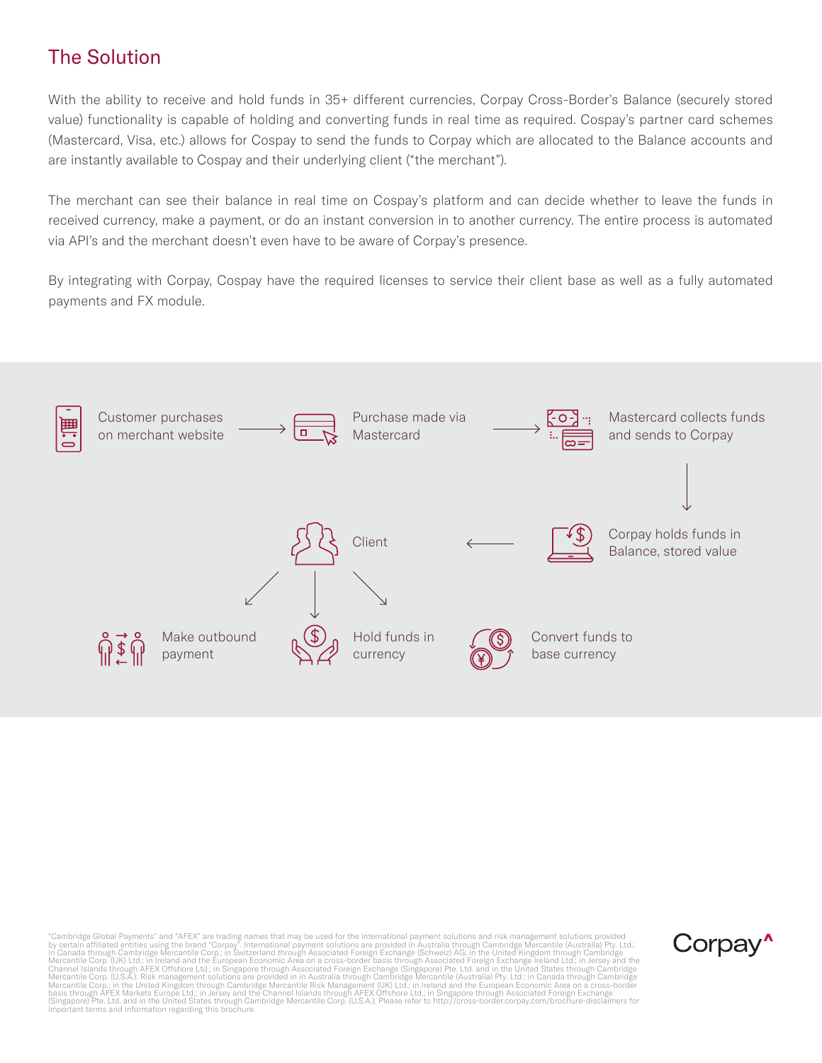## The Solution

With the ability to receive and hold funds in 35+ different currencies, Corpay Cross-Border's Balance (securely stored value) functionality is capable of holding and converting funds in real time as required. Cospay's partner card schemes (Mastercard, Visa, etc.) allows for Cospay to send the funds to Corpay which are allocated to the Balance accounts and are instantly available to Cospay and their underlying client ("the merchant").

The merchant can see their balance in real time on Cospay's platform and can decide whether to leave the funds in received currency, make a payment, or do an instant conversion in to another currency. The entire process is automated via API's and the merchant doesn't even have to be aware of Corpay's presence.

By integrating with Corpay, Cospay have the required licenses to service their client base as well as a fully automated payments and FX module.

Customer purchases on merchant website

Purchase made via Mastercard

Mastercard collects funds and sends to Corpay

Corpay holds funds in Balance, stored value

Client

Make outbound payment

Hold funds in currency

Convert funds to base currency

"Cambridge Global Payments" and "AFEX" are trading names that may be used for the international payment solutions and risk management solutions provided by certain affiliated entities using the brand "Corpay". International payment solutions are provided in Australia through Cambridge Mercantile (Australia) Pty. Ltd.; in Canada through Cambridge Mercantile Corp.; in Switzerland through Associated Foreign Exchange (Schweiz) AG; in the United Kingdom through Cambridge Mercantile Corp. (UK) Ltd.; in Ireland and the European Economic Area on a cross-border basis through Associated Foreign Exchange Ireland Ltd.; in Jersey and the Channel Islands through AFEX Offshore Ltd.; in Singapore through Associated Foreign Exchange (Singapore) Pte. Ltd. and in the United States through Cambridge Mercantile Corp. (U.S.A.). Risk management solutions are provided in in Australia through Cambridge Mercantile (Australia) Pty. Ltd.; in Canada through Cambridge Mercantile Corp.; in the United Kingdom through Cambridge Mercantile Risk Management (UK) Ltd.; in Ireland and the European Economic Area on a cross-border basis through AFEX Markets Europe Ltd.; in Jersey and the Channel Islands through AFEX Offshore Ltd.; in Singapore through Associated Foreign Exchange (Singapore) Pte. Ltd. and in the United States through Cambridge Mercantile Corp. (U.S.A.). Please refer to http://cross-border.corpay.com/brochure-disclaimers for important terms and information regarding this brochure.

Corpay